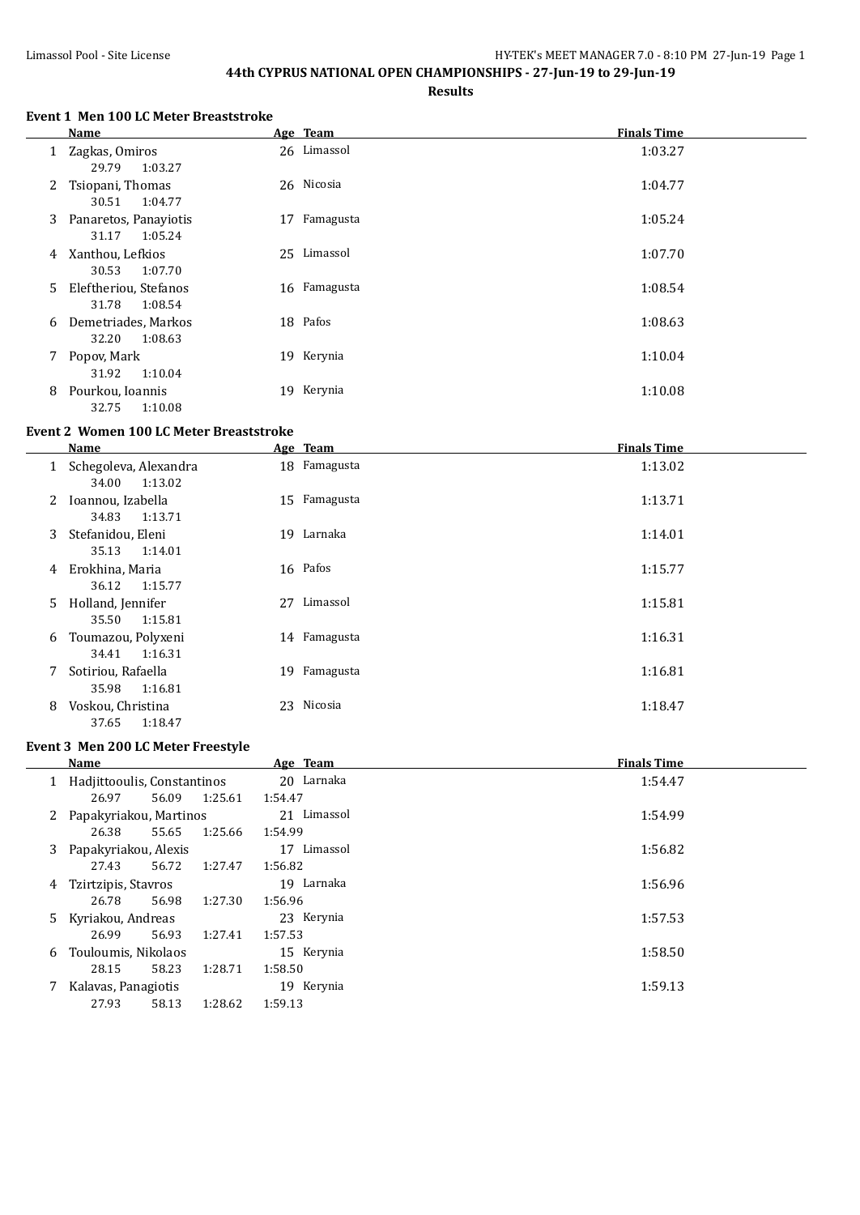# 44th CYPRUS NATIONAL OPEN CHAMPIONSHIPS - 27-Jun-19 to 29-Jun-19

## Results

### Event 1 Men 100 LC Meter Breaststroke

| | Name | Age | Team | Finals Time |
|---|---|---|---|---|
| 1 | Zagkas, Omiros | 26 | Limassol | 1:03.27 |
| | 29.79 1:03.27 | | | |
| 2 | Tsiopani, Thomas | 26 | Nicosia | 1:04.77 |
| | 30.51 1:04.77 | | | |
| 3 | Panaretos, Panayiotis | 17 | Famagusta | 1:05.24 |
| | 31.17 1:05.24 | | | |
| 4 | Xanthou, Lefkios | 25 | Limassol | 1:07.70 |
| | 30.53 1:07.70 | | | |
| 5 | Eleftheriou, Stefanos | 16 | Famagusta | 1:08.54 |
| | 31.78 1:08.54 | | | |
| 6 | Demetriades, Markos | 18 | Pafos | 1:08.63 |
| | 32.20 1:08.63 | | | |
| 7 | Popov, Mark | 19 | Kerynia | 1:10.04 |
| | 31.92 1:10.04 | | | |
| 8 | Pourkou, Ioannis | 19 | Kerynia | 1:10.08 |
| | 32.75 1:10.08 | | | |

### Event 2 Women 100 LC Meter Breaststroke

| | Name | Age | Team | Finals Time |
|---|---|---|---|---|
| 1 | Schegoleva, Alexandra | 18 | Famagusta | 1:13.02 |
| | 34.00 1:13.02 | | | |
| 2 | Ioannou, Izabella | 15 | Famagusta | 1:13.71 |
| | 34.83 1:13.71 | | | |
| 3 | Stefanidou, Eleni | 19 | Larnaka | 1:14.01 |
| | 35.13 1:14.01 | | | |
| 4 | Erokhina, Maria | 16 | Pafos | 1:15.77 |
| | 36.12 1:15.77 | | | |
| 5 | Holland, Jennifer | 27 | Limassol | 1:15.81 |
| | 35.50 1:15.81 | | | |
| 6 | Toumazou, Polyxeni | 14 | Famagusta | 1:16.31 |
| | 34.41 1:16.31 | | | |
| 7 | Sotiriou, Rafaella | 19 | Famagusta | 1:16.81 |
| | 35.98 1:16.81 | | | |
| 8 | Voskou, Christina | 23 | Nicosia | 1:18.47 |
| | 37.65 1:18.47 | | | |

### Event 3 Men 200 LC Meter Freestyle

| | Name | Age | Team | Finals Time |
|---|---|---|---|---|
| 1 | Hadjittooulis, Constantinos | 20 | Larnaka | 1:54.47 |
| | 26.97 56.09 1:25.61 1:54.47 | | | |
| 2 | Papakyriakou, Martinos | 21 | Limassol | 1:54.99 |
| | 26.38 55.65 1:25.66 1:54.99 | | | |
| 3 | Papakyriakou, Alexis | 17 | Limassol | 1:56.82 |
| | 27.43 56.72 1:27.47 1:56.82 | | | |
| 4 | Tzirtzipis, Stavros | 19 | Larnaka | 1:56.96 |
| | 26.78 56.98 1:27.30 1:56.96 | | | |
| 5 | Kyriakou, Andreas | 23 | Kerynia | 1:57.53 |
| | 26.99 56.93 1:27.41 1:57.53 | | | |
| 6 | Touloumis, Nikolaos | 15 | Kerynia | 1:58.50 |
| | 28.15 58.23 1:28.71 1:58.50 | | | |
| 7 | Kalavas, Panagiotis | 19 | Kerynia | 1:59.13 |
| | 27.93 58.13 1:28.62 1:59.13 | | | |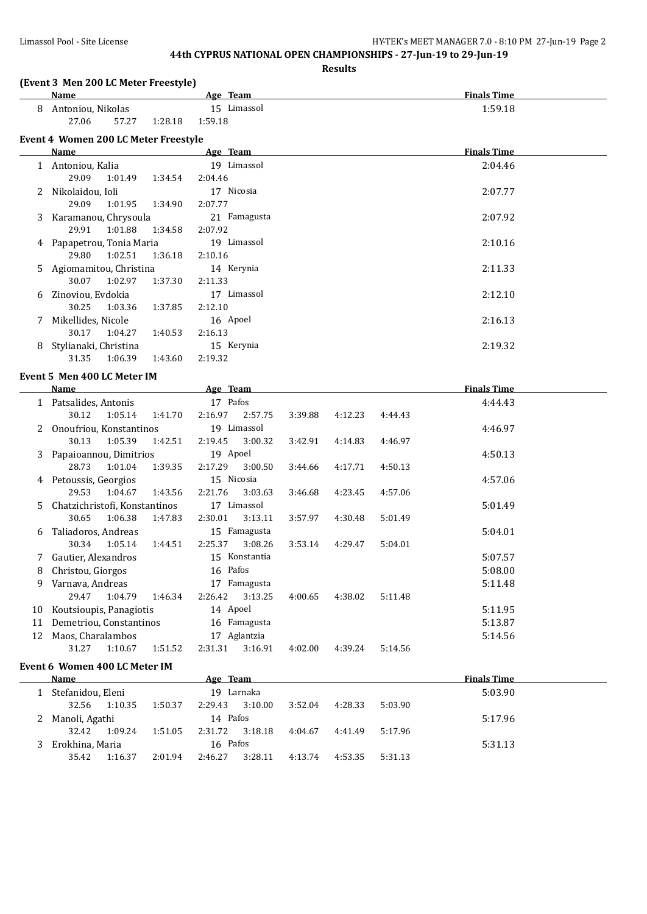## 44th CYPRUS NATIONAL OPEN CHAMPIONSHIPS - 27-Jun-19 to 29-Jun-19

**Results**

### (Event 3 Men 200 LC Meter Freestyle)

| | Name | Age | Team | Finals Time |
|---|---|---|---|---|
| 8 | Antoniou, Nikolas | 15 | Limassol | 1:59.18 |
| | 27.06 57.27 1:28.18 1:59.18 | | | |

### Event 4 Women 200 LC Meter Freestyle

| | Name | Age | Team | Finals Time |
|---|---|---|---|---|
| 1 | Antoniou, Kalia | 19 | Limassol | 2:04.46 |
| | 29.09 1:01.49 1:34.54 2:04.46 | | | |
| 2 | Nikolaidou, Ioli | 17 | Nicosia | 2:07.77 |
| | 29.09 1:01.95 1:34.90 2:07.77 | | | |
| 3 | Karamanou, Chrysoula | 21 | Famagusta | 2:07.92 |
| | 29.91 1:01.88 1:34.58 2:07.92 | | | |
| 4 | Papapetrou, Tonia Maria | 19 | Limassol | 2:10.16 |
| | 29.80 1:02.51 1:36.18 2:10.16 | | | |
| 5 | Agiomamitou, Christina | 14 | Kerynia | 2:11.33 |
| | 30.07 1:02.97 1:37.30 2:11.33 | | | |
| 6 | Zinoviou, Evdokia | 17 | Limassol | 2:12.10 |
| | 30.25 1:03.36 1:37.85 2:12.10 | | | |
| 7 | Mikellides, Nicole | 16 | Apoel | 2:16.13 |
| | 30.17 1:04.27 1:40.53 2:16.13 | | | |
| 8 | Stylianaki, Christina | 15 | Kerynia | 2:19.32 |
| | 31.35 1:06.39 1:43.60 2:19.32 | | | |

### Event 5 Men 400 LC Meter IM

| | Name | Age | Team | Finals Time |
|---|---|---|---|---|
| 1 | Patsalides, Antonis | 17 | Pafos | 4:44.43 |
| | 30.12 1:05.14 1:41.70 2:16.97 2:57.75 3:39.88 4:12.23 4:44.43 | | | |
| 2 | Onoufriou, Konstantinos | 19 | Limassol | 4:46.97 |
| | 30.13 1:05.39 1:42.51 2:19.45 3:00.32 3:42.91 4:14.83 4:46.97 | | | |
| 3 | Papaioannou, Dimitrios | 19 | Apoel | 4:50.13 |
| | 28.73 1:01.04 1:39.35 2:17.29 3:00.50 3:44.66 4:17.71 4:50.13 | | | |
| 4 | Petoussis, Georgios | 15 | Nicosia | 4:57.06 |
| | 29.53 1:04.67 1:43.56 2:21.76 3:03.63 3:46.68 4:23.45 4:57.06 | | | |
| 5 | Chatzichristofi, Konstantinos | 17 | Limassol | 5:01.49 |
| | 30.65 1:06.38 1:47.83 2:30.01 3:13.11 3:57.97 4:30.48 5:01.49 | | | |
| 6 | Taliadoros, Andreas | 15 | Famagusta | 5:04.01 |
| | 30.34 1:05.14 1:44.51 2:25.37 3:08.26 3:53.14 4:29.47 5:04.01 | | | |
| 7 | Gautier, Alexandros | 15 | Konstantia | 5:07.57 |
| 8 | Christou, Giorgos | 16 | Pafos | 5:08.00 |
| 9 | Varnava, Andreas | 17 | Famagusta | 5:11.48 |
| | 29.47 1:04.79 1:46.34 2:26.42 3:13.25 4:00.65 4:38.02 5:11.48 | | | |
| 10 | Koutsioupis, Panagiotis | 14 | Apoel | 5:11.95 |
| 11 | Demetriou, Constantinos | 16 | Famagusta | 5:13.87 |
| 12 | Maos, Charalambos | 17 | Aglantzia | 5:14.56 |
| | 31.27 1:10.67 1:51.52 2:31.31 3:16.91 4:02.00 4:39.24 5:14.56 | | | |

### Event 6 Women 400 LC Meter IM

| | Name | Age | Team | Finals Time |
|---|---|---|---|---|
| 1 | Stefanidou, Eleni | 19 | Larnaka | 5:03.90 |
| | 32.56 1:10.35 1:50.37 2:29.43 3:10.00 3:52.04 4:28.33 5:03.90 | | | |
| 2 | Manoli, Agathi | 14 | Pafos | 5:17.96 |
| | 32.42 1:09.24 1:51.05 2:31.72 3:18.18 4:04.67 4:41.49 5:17.96 | | | |
| 3 | Erokhina, Maria | 16 | Pafos | 5:31.13 |
| | 35.42 1:16.37 2:01.94 2:46.27 3:28.11 4:13.74 4:53.35 5:31.13 | | | |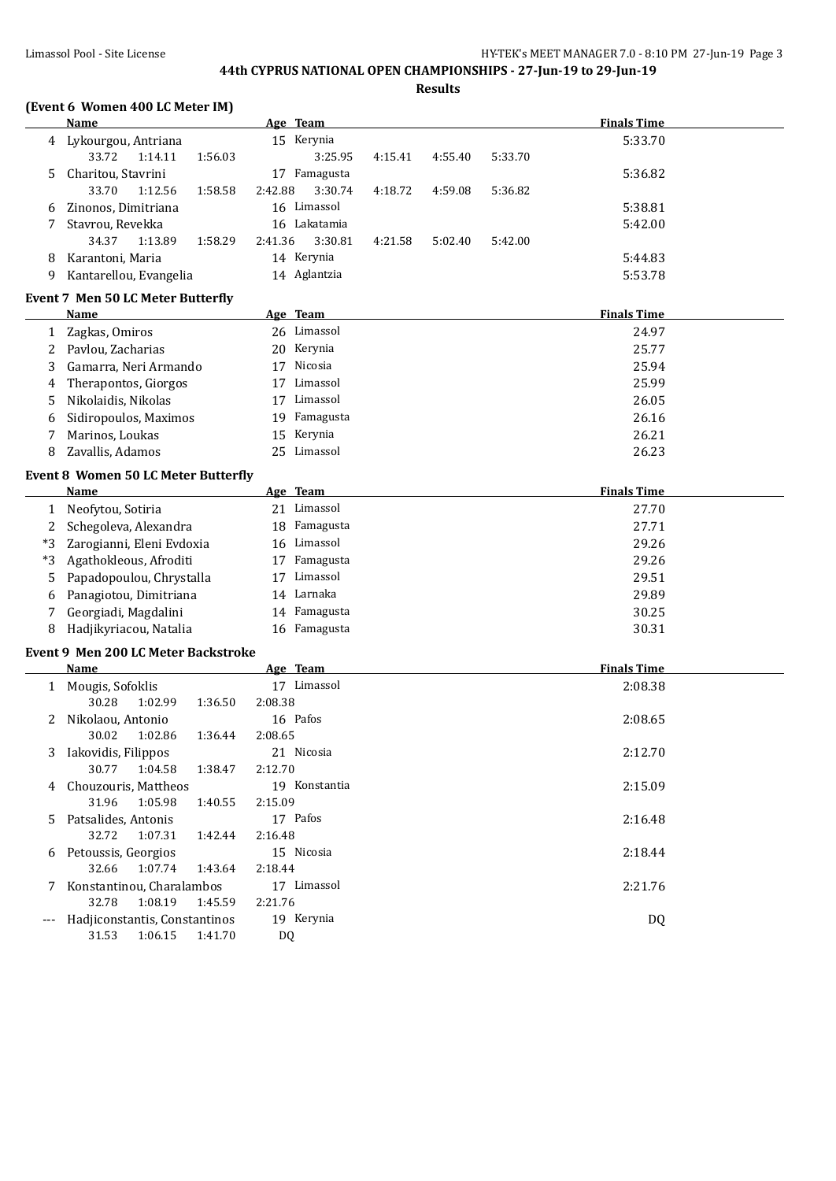**44th CYPRUS NATIONAL OPEN CHAMPIONSHIPS - 27-Jun-19 to 29-Jun-19**

**Results**

### (Event 6 Women 400 LC Meter IM)

| | Name | Age | Team | Finals Time |
|---|---|---|---|---|
| 4 | Lykourgou, Antriana | 15 | Kerynia | 5:33.70 |
| | 33.72 1:14.11 1:56.03 3:25.95 4:15.41 4:55.40 5:33.70 | | | |
| 5 | Charitou, Stavrini | 17 | Famagusta | 5:36.82 |
| | 33.70 1:12.56 1:58.58 2:42.88 3:30.74 4:18.72 4:59.08 5:36.82 | | | |
| 6 | Zinonos, Dimitriana | 16 | Limassol | 5:38.81 |
| 7 | Stavrou, Revekka | 16 | Lakatamia | 5:42.00 |
| | 34.37 1:13.89 1:58.29 2:41.36 3:30.81 4:21.58 5:02.40 5:42.00 | | | |
| 8 | Karantoni, Maria | 14 | Kerynia | 5:44.83 |
| 9 | Kantarellou, Evangelia | 14 | Aglantzia | 5:53.78 |

### Event 7 Men 50 LC Meter Butterfly

| | Name | Age | Team | Finals Time |
|---|---|---|---|---|
| 1 | Zagkas, Omiros | 26 | Limassol | 24.97 |
| 2 | Pavlou, Zacharias | 20 | Kerynia | 25.77 |
| 3 | Gamarra, Neri Armando | 17 | Nicosia | 25.94 |
| 4 | Therapontos, Giorgos | 17 | Limassol | 25.99 |
| 5 | Nikolaidis, Nikolas | 17 | Limassol | 26.05 |
| 6 | Sidiropoulos, Maximos | 19 | Famagusta | 26.16 |
| 7 | Marinos, Loukas | 15 | Kerynia | 26.21 |
| 8 | Zavallis, Adamos | 25 | Limassol | 26.23 |

### Event 8 Women 50 LC Meter Butterfly

| | Name | Age | Team | Finals Time |
|---|---|---|---|---|
| 1 | Neofytou, Sotiria | 21 | Limassol | 27.70 |
| 2 | Schegoleva, Alexandra | 18 | Famagusta | 27.71 |
| *3 | Zarogianni, Eleni Evdoxia | 16 | Limassol | 29.26 |
| *3 | Agathokleous, Afroditi | 17 | Famagusta | 29.26 |
| 5 | Papadopoulou, Chrystalla | 17 | Limassol | 29.51 |
| 6 | Panagiotou, Dimitriana | 14 | Larnaka | 29.89 |
| 7 | Georgiadi, Magdalini | 14 | Famagusta | 30.25 |
| 8 | Hadjikyriacou, Natalia | 16 | Famagusta | 30.31 |

### Event 9 Men 200 LC Meter Backstroke

| | Name | Age | Team | Finals Time |
|---|---|---|---|---|
| 1 | Mougis, Sofoklis | 17 | Limassol | 2:08.38 |
| | 30.28 1:02.99 1:36.50 2:08.38 | | | |
| 2 | Nikolaou, Antonio | 16 | Pafos | 2:08.65 |
| | 30.02 1:02.86 1:36.44 2:08.65 | | | |
| 3 | Iakovidis, Filippos | 21 | Nicosia | 2:12.70 |
| | 30.77 1:04.58 1:38.47 2:12.70 | | | |
| 4 | Chouzouris, Mattheos | 19 | Konstantia | 2:15.09 |
| | 31.96 1:05.98 1:40.55 2:15.09 | | | |
| 5 | Patsalides, Antonis | 17 | Pafos | 2:16.48 |
| | 32.72 1:07.31 1:42.44 2:16.48 | | | |
| 6 | Petoussis, Georgios | 15 | Nicosia | 2:18.44 |
| | 32.66 1:07.74 1:43.64 2:18.44 | | | |
| 7 | Konstantinou, Charalambos | 17 | Limassol | 2:21.76 |
| | 32.78 1:08.19 1:45.59 2:21.76 | | | |
| --- | Hadjiconstantis, Constantinos | 19 | Kerynia | DQ |
| | 31.53 1:06.15 1:41.70 DQ | | | |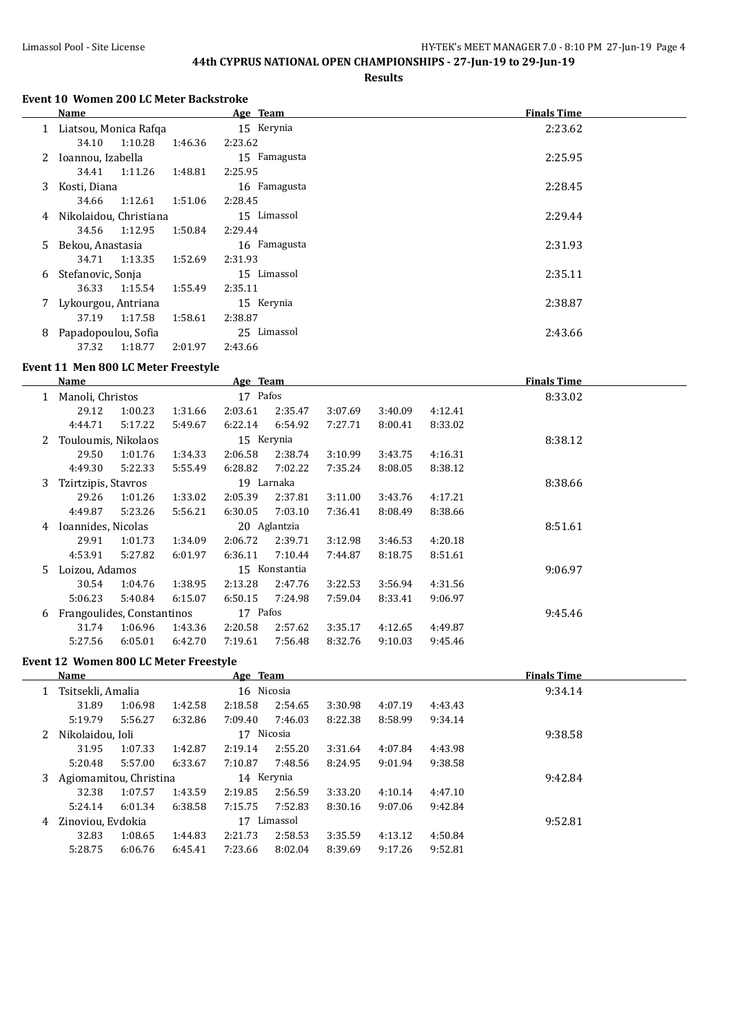## 44th CYPRUS NATIONAL OPEN CHAMPIONSHIPS - 27-Jun-19 to 29-Jun-19

**Results**

### Event 10 Women 200 LC Meter Backstroke

| | Name | Age | Team | Finals Time |
|---|---|---|---|---|
| 1 | Liatsou, Monica Rafqa | 15 | Kerynia | 2:23.62 |
| | 34.10 1:10.28 1:46.36 2:23.62 | | | |
| 2 | Ioannou, Izabella | 15 | Famagusta | 2:25.95 |
| | 34.41 1:11.26 1:48.81 2:25.95 | | | |
| 3 | Kosti, Diana | 16 | Famagusta | 2:28.45 |
| | 34.66 1:12.61 1:51.06 2:28.45 | | | |
| 4 | Nikolaidou, Christiana | 15 | Limassol | 2:29.44 |
| | 34.56 1:12.95 1:50.84 2:29.44 | | | |
| 5 | Bekou, Anastasia | 16 | Famagusta | 2:31.93 |
| | 34.71 1:13.35 1:52.69 2:31.93 | | | |
| 6 | Stefanovic, Sonja | 15 | Limassol | 2:35.11 |
| | 36.33 1:15.54 1:55.49 2:35.11 | | | |
| 7 | Lykourgou, Antriana | 15 | Kerynia | 2:38.87 |
| | 37.19 1:17.58 1:58.61 2:38.87 | | | |
| 8 | Papadopoulou, Sofia | 25 | Limassol | 2:43.66 |
| | 37.32 1:18.77 2:01.97 2:43.66 | | | |

### Event 11 Men 800 LC Meter Freestyle

| | Name | Age | Team | Finals Time |
|---|---|---|---|---|
| 1 | Manoli, Christos | 17 | Pafos | 8:33.02 |
| | 29.12 1:00.23 1:31.66 2:03.61 2:35.47 3:07.69 3:40.09 4:12.41 | | | |
| | 4:44.71 5:17.22 5:49.67 6:22.14 6:54.92 7:27.71 8:00.41 8:33.02 | | | |
| 2 | Touloumis, Nikolaos | 15 | Kerynia | 8:38.12 |
| | 29.50 1:01.76 1:34.33 2:06.58 2:38.74 3:10.99 3:43.75 4:16.31 | | | |
| | 4:49.30 5:22.33 5:55.49 6:28.82 7:02.22 7:35.24 8:08.05 8:38.12 | | | |
| 3 | Tzirtzipis, Stavros | 19 | Larnaka | 8:38.66 |
| | 29.26 1:01.26 1:33.02 2:05.39 2:37.81 3:11.00 3:43.76 4:17.21 | | | |
| | 4:49.87 5:23.26 5:56.21 6:30.05 7:03.10 7:36.41 8:08.49 8:38.66 | | | |
| 4 | Ioannides, Nicolas | 20 | Aglantzia | 8:51.61 |
| | 29.91 1:01.73 1:34.09 2:06.72 2:39.71 3:12.98 3:46.53 4:20.18 | | | |
| | 4:53.91 5:27.82 6:01.97 6:36.11 7:10.44 7:44.87 8:18.75 8:51.61 | | | |
| 5 | Loizou, Adamos | 15 | Konstantia | 9:06.97 |
| | 30.54 1:04.76 1:38.95 2:13.28 2:47.76 3:22.53 3:56.94 4:31.56 | | | |
| | 5:06.23 5:40.84 6:15.07 6:50.15 7:24.98 7:59.04 8:33.41 9:06.97 | | | |
| 6 | Frangoulides, Constantinos | 17 | Pafos | 9:45.46 |
| | 31.74 1:06.96 1:43.36 2:20.58 2:57.62 3:35.17 4:12.65 4:49.87 | | | |
| | 5:27.56 6:05.01 6:42.70 7:19.61 7:56.48 8:32.76 9:10.03 9:45.46 | | | |

### Event 12 Women 800 LC Meter Freestyle

| | Name | Age | Team | Finals Time |
|---|---|---|---|---|
| 1 | Tsitsekli, Amalia | 16 | Nicosia | 9:34.14 |
| | 31.89 1:06.98 1:42.58 2:18.58 2:54.65 3:30.98 4:07.19 4:43.43 | | | |
| | 5:19.79 5:56.27 6:32.86 7:09.40 7:46.03 8:22.38 8:58.99 9:34.14 | | | |
| 2 | Nikolaidou, Ioli | 17 | Nicosia | 9:38.58 |
| | 31.95 1:07.33 1:42.87 2:19.14 2:55.20 3:31.64 4:07.84 4:43.98 | | | |
| | 5:20.48 5:57.00 6:33.67 7:10.87 7:48.56 8:24.95 9:01.94 9:38.58 | | | |
| 3 | Agiomamitou, Christina | 14 | Kerynia | 9:42.84 |
| | 32.38 1:07.57 1:43.59 2:19.85 2:56.59 3:33.20 4:10.14 4:47.10 | | | |
| | 5:24.14 6:01.34 6:38.58 7:15.75 7:52.83 8:30.16 9:07.06 9:42.84 | | | |
| 4 | Zinoviou, Evdokia | 17 | Limassol | 9:52.81 |
| | 32.83 1:08.65 1:44.83 2:21.73 2:58.53 3:35.59 4:13.12 4:50.84 | | | |
| | 5:28.75 6:06.76 6:45.41 7:23.66 8:02.04 8:39.69 9:17.26 9:52.81 | | | |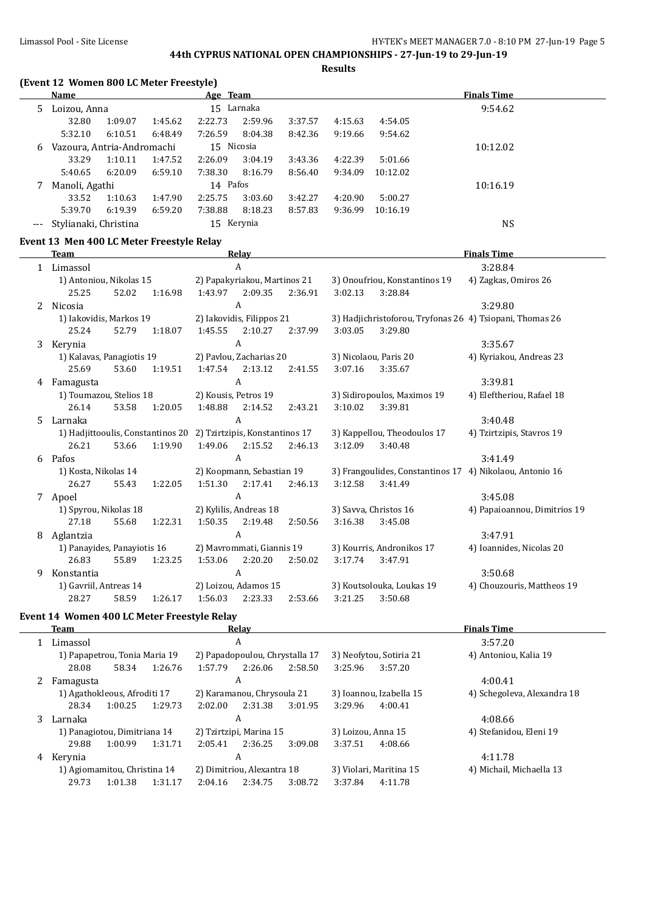## 44th CYPRUS NATIONAL OPEN CHAMPIONSHIPS - 27-Jun-19 to 29-Jun-19

### Results

### (Event 12 Women 800 LC Meter Freestyle)

| | Name | Age | Team | Finals Time |
|---|---|---|---|---|
| 5 | Loizou, Anna | 15 | Larnaka | 9:54.62 |
| | 32.80 1:09.07 1:45.62 2:22.73 2:59.96 3:37.57 4:15.63 4:54.05 | | | |
| | 5:32.10 6:10.51 6:48.49 7:26.59 8:04.38 8:42.36 9:19.66 9:54.62 | | | |
| 6 | Vazoura, Antria-Andromachi | 15 | Nicosia | 10:12.02 |
| | 33.29 1:10.11 1:47.52 2:26.09 3:04.19 3:43.36 4:22.39 5:01.66 | | | |
| | 5:40.65 6:20.09 6:59.10 7:38.30 8:16.79 8:56.40 9:34.09 10:12.02 | | | |
| 7 | Manoli, Agathi | 14 | Pafos | 10:16.19 |
| | 33.52 1:10.63 1:47.90 2:25.75 3:03.60 3:42.27 4:20.90 5:00.27 | | | |
| | 5:39.70 6:19.39 6:59.20 7:38.88 8:18.23 8:57.83 9:36.99 10:16.19 | | | |
| --- | Stylianaki, Christina | 15 | Kerynia | NS |

### Event 13 Men 400 LC Meter Freestyle Relay

| | Team | Relay | | | Finals Time |
|---|---|---|---|---|---|
| 1 | Limassol | A | | | 3:28.84 |
| | 1) Antoniou, Nikolas 15 | 2) Papakyriakou, Martinos 21 | 3) Onoufriou, Konstantinos 19 | 4) Zagkas, Omiros 26 | |
| | 25.25 52.02 1:16.98 | 1:43.97 2:09.35 2:36.91 | 3:02.13 3:28.84 | | |
| 2 | Nicosia | A | | | 3:29.80 |
| | 1) Iakovidis, Markos 19 | 2) Iakovidis, Filippos 21 | 3) Hadjichristoforou, Tryfonas 26 | 4) Tsiopani, Thomas 26 | |
| | 25.24 52.79 1:18.07 | 1:45.55 2:10.27 2:37.99 | 3:03.05 3:29.80 | | |
| 3 | Kerynia | A | | | 3:35.67 |
| | 1) Kalavas, Panagiotis 19 | 2) Pavlou, Zacharias 20 | 3) Nicolaou, Paris 20 | 4) Kyriakou, Andreas 23 | |
| | 25.69 53.60 1:19.51 | 1:47.54 2:13.12 2:41.55 | 3:07.16 3:35.67 | | |
| 4 | Famagusta | A | | | 3:39.81 |
| | 1) Toumazou, Stelios 18 | 2) Kousis, Petros 19 | 3) Sidiropoulos, Maximos 19 | 4) Eleftheriou, Rafael 18 | |
| | 26.14 53.58 1:20.05 | 1:48.88 2:14.52 2:43.21 | 3:10.02 3:39.81 | | |
| 5 | Larnaka | A | | | 3:40.48 |
| | 1) Hadjittooulis, Constantinos 20 | 2) Tzirtzipis, Konstantinos 17 | 3) Kappellou, Theodoulos 17 | 4) Tzirtzipis, Stavros 19 | |
| | 26.21 53.66 1:19.90 | 1:49.06 2:15.52 2:46.13 | 3:12.09 3:40.48 | | |
| 6 | Pafos | A | | | 3:41.49 |
| | 1) Kosta, Nikolas 14 | 2) Koopmann, Sebastian 19 | 3) Frangoulides, Constantinos 17 | 4) Nikolaou, Antonio 16 | |
| | 26.27 55.43 1:22.05 | 1:51.30 2:17.41 2:46.13 | 3:12.58 3:41.49 | | |
| 7 | Apoel | A | | | 3:45.08 |
| | 1) Spyrou, Nikolas 18 | 2) Kylilis, Andreas 18 | 3) Savva, Christos 16 | 4) Papaioannou, Dimitrios 19 | |
| | 27.18 55.68 1:22.31 | 1:50.35 2:19.48 2:50.56 | 3:16.38 3:45.08 | | |
| 8 | Aglantzia | A | | | 3:47.91 |
| | 1) Panayides, Panayiotis 16 | 2) Mavrommati, Giannis 19 | 3) Kourris, Andronikos 17 | 4) Ioannides, Nicolas 20 | |
| | 26.83 55.89 1:23.25 | 1:53.06 2:20.20 2:50.02 | 3:17.74 3:47.91 | | |
| 9 | Konstantia | A | | | 3:50.68 |
| | 1) Gavriil, Antreas 14 | 2) Loizou, Adamos 15 | 3) Koutsolouka, Loukas 19 | 4) Chouzouris, Mattheos 19 | |
| | 28.27 58.59 1:26.17 | 1:56.03 2:23.33 2:53.66 | 3:21.25 3:50.68 | | |

### Event 14 Women 400 LC Meter Freestyle Relay

| | Team | Relay | | | Finals Time |
|---|---|---|---|---|---|
| 1 | Limassol | A | | | 3:57.20 |
| | 1) Papapetrou, Tonia Maria 19 | 2) Papadopoulou, Chrystalla 17 | 3) Neofytou, Sotiria 21 | 4) Antoniou, Kalia 19 | |
| | 28.08 58.34 1:26.76 | 1:57.79 2:26.06 2:58.50 | 3:25.96 3:57.20 | | |
| 2 | Famagusta | A | | | 4:00.41 |
| | 1) Agathokleous, Afroditi 17 | 2) Karamanou, Chrysoula 21 | 3) Ioannou, Izabella 15 | 4) Schegoleva, Alexandra 18 | |
| | 28.34 1:00.25 1:29.73 | 2:02.00 2:31.38 3:01.95 | 3:29.96 4:00.41 | | |
| 3 | Larnaka | A | | | 4:08.66 |
| | 1) Panagiotou, Dimitriana 14 | 2) Tzirtzipi, Marina 15 | 3) Loizou, Anna 15 | 4) Stefanidou, Eleni 19 | |
| | 29.88 1:00.99 1:31.71 | 2:05.41 2:36.25 3:09.08 | 3:37.51 4:08.66 | | |
| 4 | Kerynia | A | | | 4:11.78 |
| | 1) Agiomamitou, Christina 14 | 2) Dimitriou, Alexantra 18 | 3) Violari, Maritina 15 | 4) Michail, Michaella 13 | |
| | 29.73 1:01.38 1:31.17 | 2:04.16 2:34.75 3:08.72 | 3:37.84 4:11.78 | | |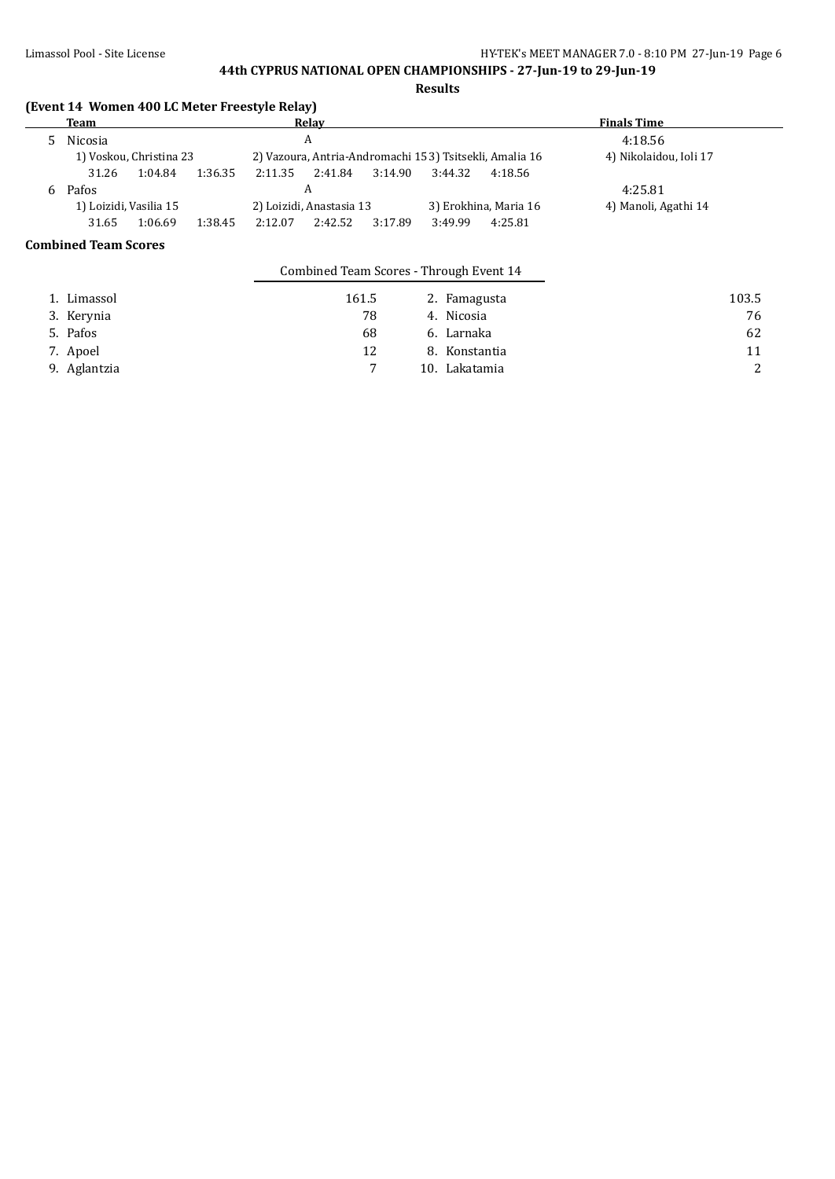**44th CYPRUS NATIONAL OPEN CHAMPIONSHIPS - 27-Jun-19 to 29-Jun-19**

**Results**

### (Event 14 Women 400 LC Meter Freestyle Relay)

| | Team | Relay | Finals Time |
|---|---|---|---|
| 5 | Nicosia | A | 4:18.56 |
| | 1) Voskou, Christina 23 | 2) Vazoura, Antria-Andromachi 15 3) Tsitsekli, Amalia 16 | 4) Nikolaidou, Ioli 17 |
| | 31.26  1:04.84  1:36.35 | 2:11.35  2:41.84  3:14.90  3:44.32  4:18.56 | |
| 6 | Pafos | A | 4:25.81 |
| | 1) Loizidi, Vasilia 15 | 2) Loizidi, Anastasia 13  3) Erokhina, Maria 16 | 4) Manoli, Agathi 14 |
| | 31.65  1:06.69  1:38.45 | 2:12.07  2:42.52  3:17.89  3:49.99  4:25.81 | |

### Combined Team Scores

Combined Team Scores - Through Event 14

| | | | |
|---|---|---|---|
| 1. Limassol | 161.5 | 2. Famagusta | 103.5 |
| 3. Kerynia | 78 | 4. Nicosia | 76 |
| 5. Pafos | 68 | 6. Larnaka | 62 |
| 7. Apoel | 12 | 8. Konstantia | 11 |
| 9. Aglantzia | 7 | 10. Lakatamia | 2 |